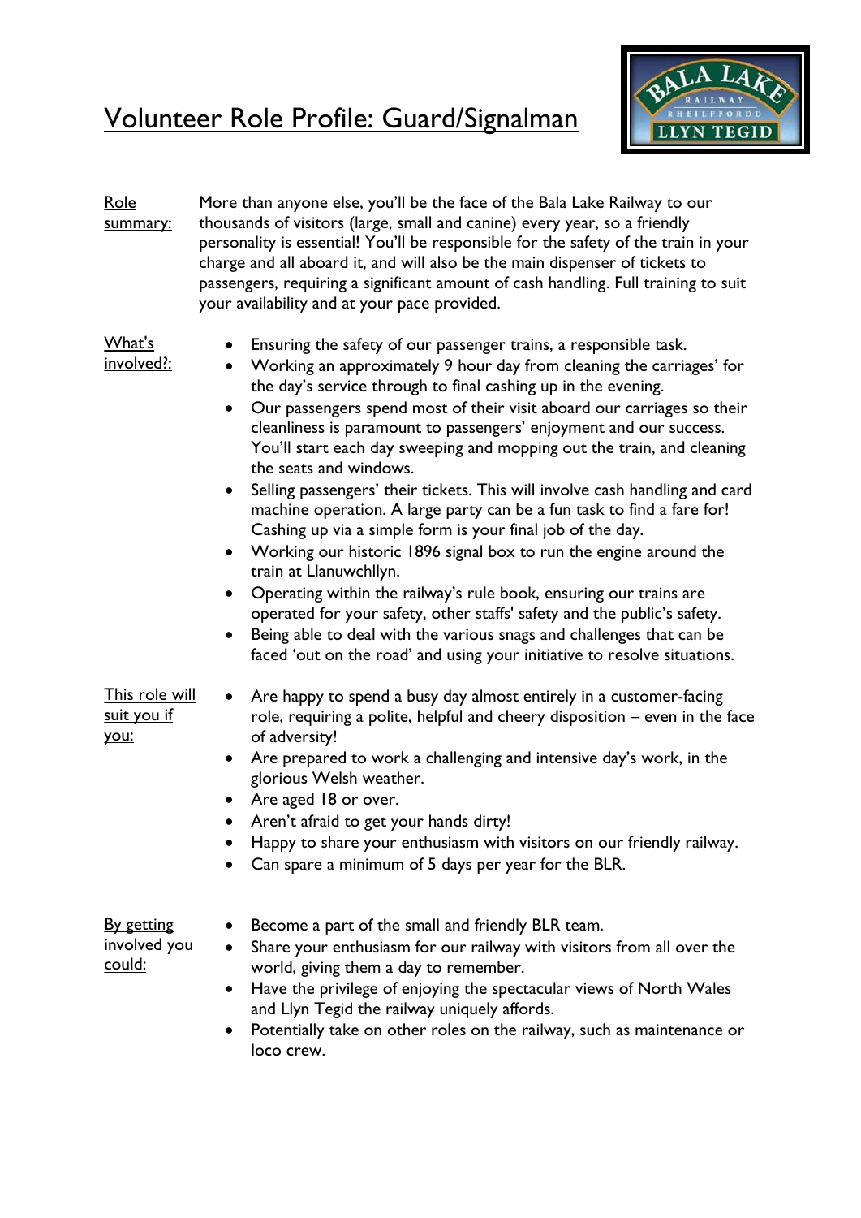# Volunteer Role Profile: Guard/Signalman

**Role summary:**

More than anyone else, you'll be the face of the Bala Lake Railway to our thousands of visitors (large, small and canine) every year, so a friendly personality is essential! You'll be responsible for the safety of the train in your charge and all aboard it, and will also be the main dispenser of tickets to passengers, requiring a significant amount of cash handling. Full training to suit your availability and at your pace provided.

**What's involved?:**

- Ensuring the safety of our passenger trains, a responsible task.
- Working an approximately 9 hour day from cleaning the carriages' for the day's service through to final cashing up in the evening.
- Our passengers spend most of their visit aboard our carriages so their cleanliness is paramount to passengers' enjoyment and our success. You'll start each day sweeping and mopping out the train, and cleaning the seats and windows.
- Selling passengers' their tickets. This will involve cash handling and card machine operation. A large party can be a fun task to find a fare for! Cashing up via a simple form is your final job of the day.
- Working our historic 1896 signal box to run the engine around the train at Llanuwchllyn.
- Operating within the railway's rule book, ensuring our trains are operated for your safety, other staffs' safety and the public's safety.
- Being able to deal with the various snags and challenges that can be faced 'out on the road' and using your initiative to resolve situations.

**This role will suit you if you:**

- Are happy to spend a busy day almost entirely in a customer-facing role, requiring a polite, helpful and cheery disposition – even in the face of adversity!
- Are prepared to work a challenging and intensive day's work, in the glorious Welsh weather.
- Are aged 18 or over.
- Aren't afraid to get your hands dirty!
- Happy to share your enthusiasm with visitors on our friendly railway.
- Can spare a minimum of 5 days per year for the BLR.

**By getting involved you could:**

- Become a part of the small and friendly BLR team.
- Share your enthusiasm for our railway with visitors from all over the world, giving them a day to remember.
- Have the privilege of enjoying the spectacular views of North Wales and Llyn Tegid the railway uniquely affords.
- Potentially take on other roles on the railway, such as maintenance or loco crew.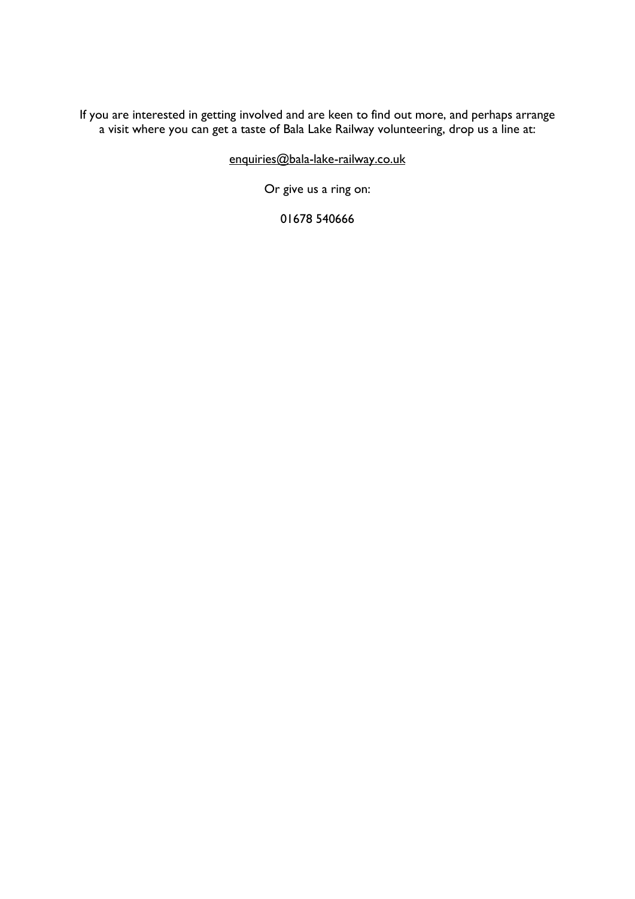If you are interested in getting involved and are keen to find out more, and perhaps arrange a visit where you can get a taste of Bala Lake Railway volunteering, drop us a line at:

enquiries@bala-lake-railway.co.uk

Or give us a ring on:

01678 540666